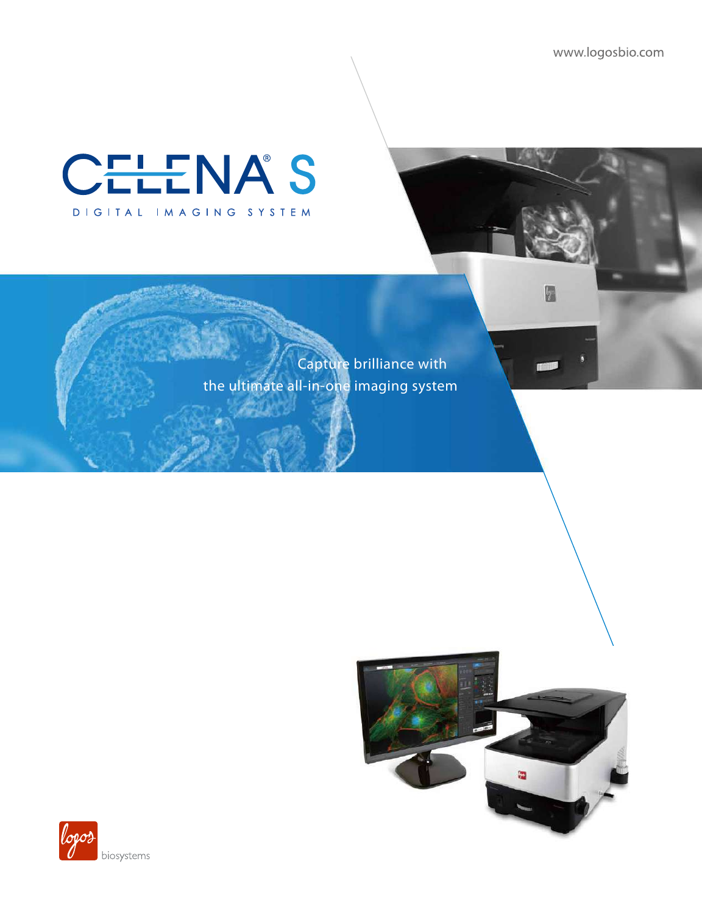www.logosbio.com

# CELENA® S

DIGITAL IMAGING SYSTEM

Capture brilliance with the ultimate all-in-one imaging system

logos biosystems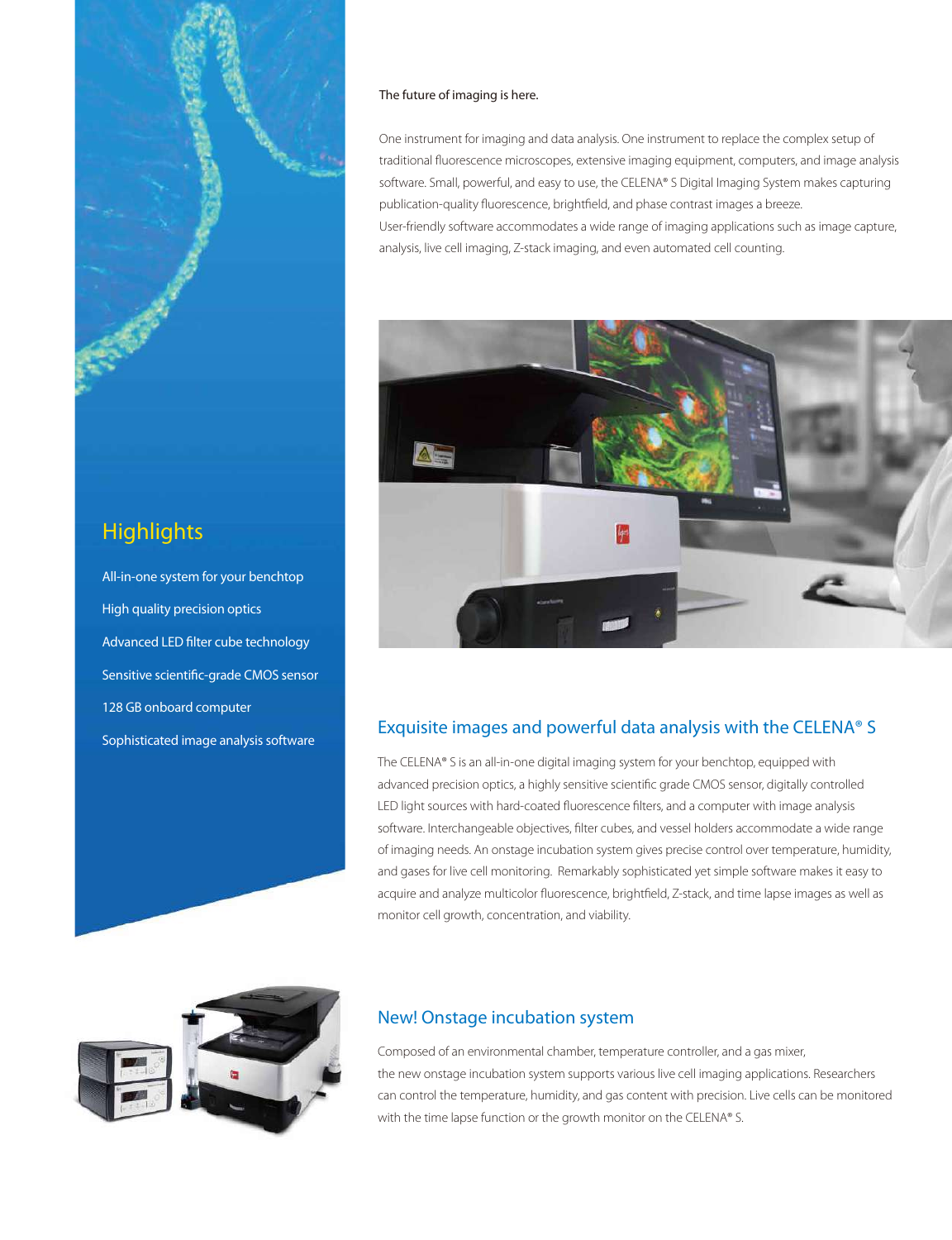The future of imaging is here.

One instrument for imaging and data analysis. One instrument to replace the complex setup of traditional fluorescence microscopes, extensive imaging equipment, computers, and image analysis software. Small, powerful, and easy to use, the CELENA® S Digital Imaging System makes capturing publication-quality fluorescence, brightfield, and phase contrast images a breeze.
User-friendly software accommodates a wide range of imaging applications such as image capture, analysis, live cell imaging, Z-stack imaging, and even automated cell counting.

## Highlights

- All-in-one system for your benchtop
- High quality precision optics
- Advanced LED filter cube technology
- Sensitive scientific-grade CMOS sensor
- 128 GB onboard computer
- Sophisticated image analysis software

## Exquisite images and powerful data analysis with the CELENA® S

The CELENA® S is an all-in-one digital imaging system for your benchtop, equipped with advanced precision optics, a highly sensitive scientific grade CMOS sensor, digitally controlled LED light sources with hard-coated fluorescence filters, and a computer with image analysis software. Interchangeable objectives, filter cubes, and vessel holders accommodate a wide range of imaging needs. An onstage incubation system gives precise control over temperature, humidity, and gases for live cell monitoring. Remarkably sophisticated yet simple software makes it easy to acquire and analyze multicolor fluorescence, brightfield, Z-stack, and time lapse images as well as monitor cell growth, concentration, and viability.

## New! Onstage incubation system

Composed of an environmental chamber, temperature controller, and a gas mixer, the new onstage incubation system supports various live cell imaging applications. Researchers can control the temperature, humidity, and gas content with precision. Live cells can be monitored with the time lapse function or the growth monitor on the CELENA® S.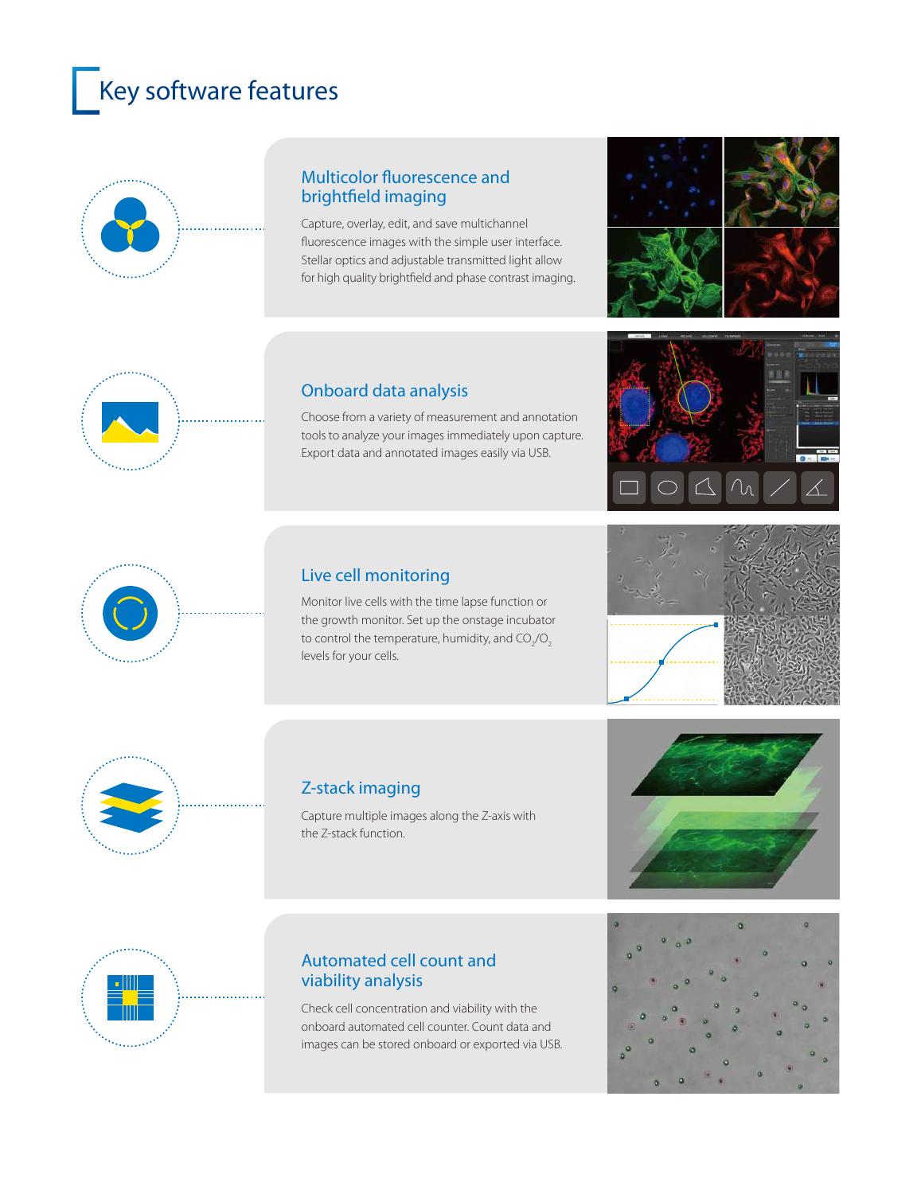# Key software features

## Multicolor fluorescence and brightfield imaging

Capture, overlay, edit, and save multichannel fluorescence images with the simple user interface. Stellar optics and adjustable transmitted light allow for high quality brightfield and phase contrast imaging.

## Onboard data analysis

Choose from a variety of measurement and annotation tools to analyze your images immediately upon capture. Export data and annotated images easily via USB.

## Live cell monitoring

Monitor live cells with the time lapse function or the growth monitor. Set up the onstage incubator to control the temperature, humidity, and $CO_2/O_2$ levels for your cells.

## Z-stack imaging

Capture multiple images along the Z-axis with the Z-stack function.

## Automated cell count and viability analysis

Check cell concentration and viability with the onboard automated cell counter. Count data and images can be stored onboard or exported via USB.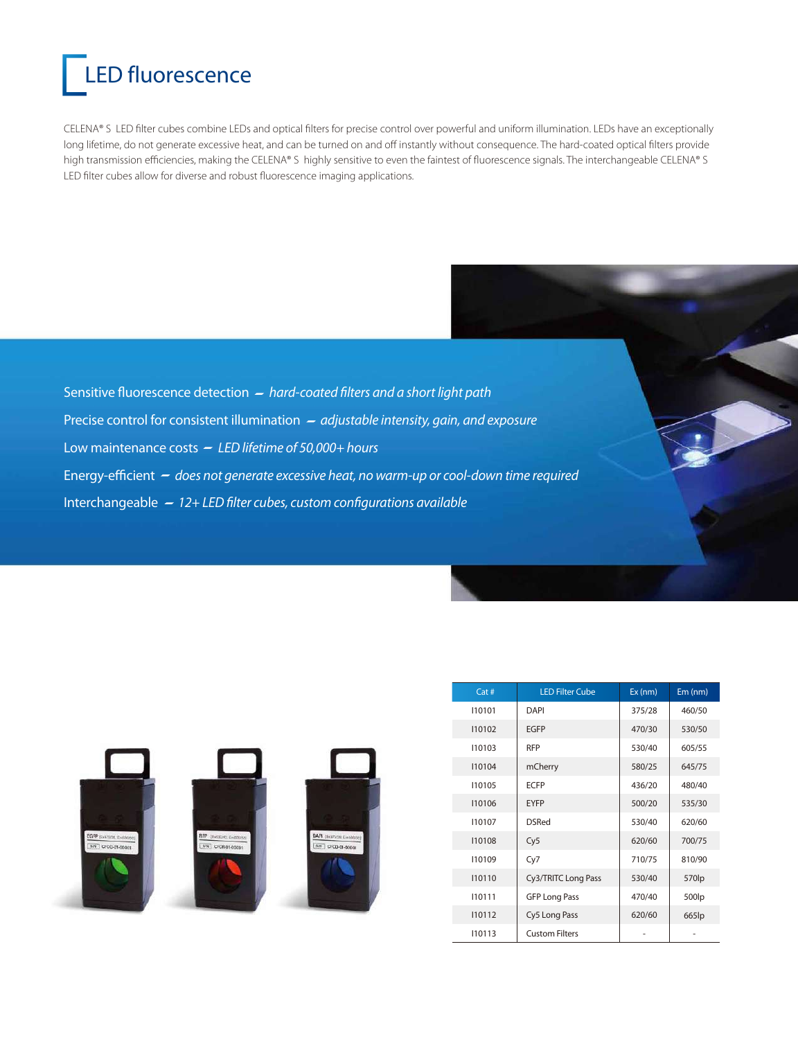# LED fluorescence

CELENA® S LED filter cubes combine LEDs and optical filters for precise control over powerful and uniform illumination. LEDs have an exceptionally long lifetime, do not generate excessive heat, and can be turned on and off instantly without consequence. The hard-coated optical filters provide high transmission efficiencies, making the CELENA® S highly sensitive to even the faintest of fluorescence signals. The interchangeable CELENA® S LED filter cubes allow for diverse and robust fluorescence imaging applications.

Sensitive fluorescence detection – *hard-coated filters and a short light path*

Precise control for consistent illumination – *adjustable intensity, gain, and exposure*

Low maintenance costs – *LED lifetime of 50,000+ hours*

Energy-efficient – *does not generate excessive heat, no warm-up or cool-down time required*

Interchangeable – *12+ LED filter cubes, custom configurations available*

| Cat # | LED Filter Cube | Ex (nm) | Em (nm) |
|---|---|---|---|
| I10101 | DAPI | 375/28 | 460/50 |
| I10102 | EGFP | 470/30 | 530/50 |
| I10103 | RFP | 530/40 | 605/55 |
| I10104 | mCherry | 580/25 | 645/75 |
| I10105 | ECFP | 436/20 | 480/40 |
| I10106 | EYFP | 500/20 | 535/30 |
| I10107 | DSRed | 530/40 | 620/60 |
| I10108 | Cy5 | 620/60 | 700/75 |
| I10109 | Cy7 | 710/75 | 810/90 |
| I10110 | Cy3/TRITC Long Pass | 530/40 | 570lp |
| I10111 | GFP Long Pass | 470/40 | 500lp |
| I10112 | Cy5 Long Pass | 620/60 | 665lp |
| I10113 | Custom Filters | - | - |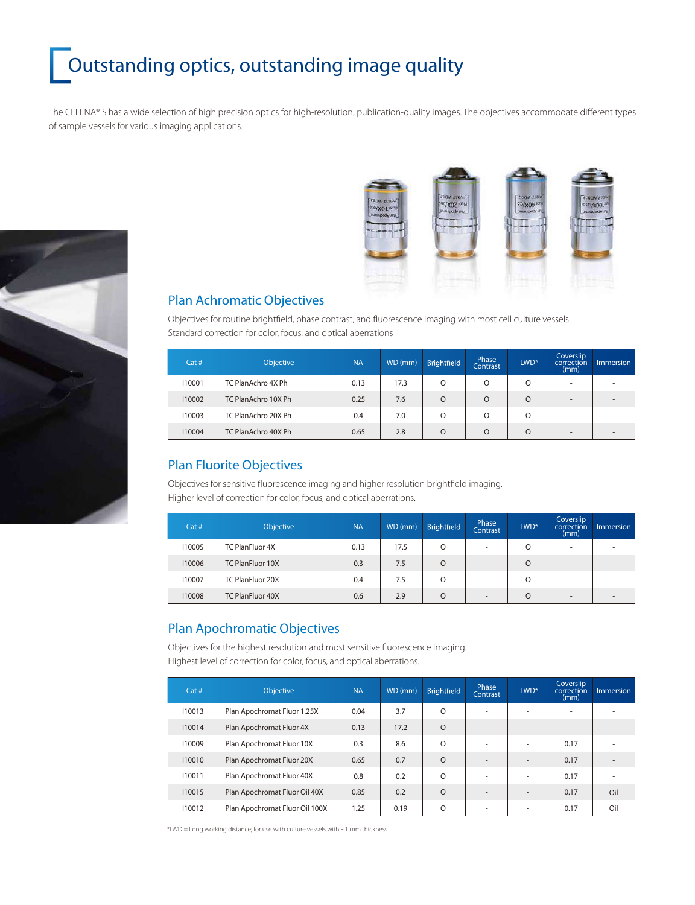# Outstanding optics, outstanding image quality

The CELENA® S has a wide selection of high precision optics for high-resolution, publication-quality images. The objectives accommodate different types of sample vessels for various imaging applications.

## Plan Achromatic Objectives

Objectives for routine brightfield, phase contrast, and fluorescence imaging with most cell culture vessels.
Standard correction for color, focus, and optical aberrations

| Cat # | Objective | NA | WD (mm) | Brightfield | Phase Contrast | LWD* | Coverslip correction (mm) | Immersion |
|---|---|---|---|---|---|---|---|---|
| I10001 | TC PlanAchro 4X Ph | 0.13 | 17.3 | O | O | O | - | - |
| I10002 | TC PlanAchro 10X Ph | 0.25 | 7.6 | O | O | O | - | - |
| I10003 | TC PlanAchro 20X Ph | 0.4 | 7.0 | O | O | O | - | - |
| I10004 | TC PlanAchro 40X Ph | 0.65 | 2.8 | O | O | O | - | - |

## Plan Fluorite Objectives

Objectives for sensitive fluorescence imaging and higher resolution brightfield imaging.
Higher level of correction for color, focus, and optical aberrations.

| Cat # | Objective | NA | WD (mm) | Brightfield | Phase Contrast | LWD* | Coverslip correction (mm) | Immersion |
|---|---|---|---|---|---|---|---|---|
| I10005 | TC PlanFluor 4X | 0.13 | 17.5 | O | - | O | - | - |
| I10006 | TC PlanFluor 10X | 0.3 | 7.5 | O | - | O | - | - |
| I10007 | TC PlanFluor 20X | 0.4 | 7.5 | O | - | O | - | - |
| I10008 | TC PlanFluor 40X | 0.6 | 2.9 | O | - | O | - | - |

## Plan Apochromatic Objectives

Objectives for the highest resolution and most sensitive fluorescence imaging.
Highest level of correction for color, focus, and optical aberrations.

| Cat # | Objective | NA | WD (mm) | Brightfield | Phase Contrast | LWD* | Coverslip correction (mm) | Immersion |
|---|---|---|---|---|---|---|---|---|
| I10013 | Plan Apochromat Fluor 1.25X | 0.04 | 3.7 | O | - | - | - | - |
| I10014 | Plan Apochromat Fluor 4X | 0.13 | 17.2 | O | - | - | - | - |
| I10009 | Plan Apochromat Fluor 10X | 0.3 | 8.6 | O | - | - | 0.17 | - |
| I10010 | Plan Apochromat Fluor 20X | 0.65 | 0.7 | O | - | - | 0.17 | - |
| I10011 | Plan Apochromat Fluor 40X | 0.8 | 0.2 | O | - | - | 0.17 | - |
| I10015 | Plan Apochromat Fluor Oil 40X | 0.85 | 0.2 | O | - | - | 0.17 | Oil |
| I10012 | Plan Apochromat Fluor Oil 100X | 1.25 | 0.19 | O | - | - | 0.17 | Oil |

*LWD = Long working distance; for use with culture vessels with ~1 mm thickness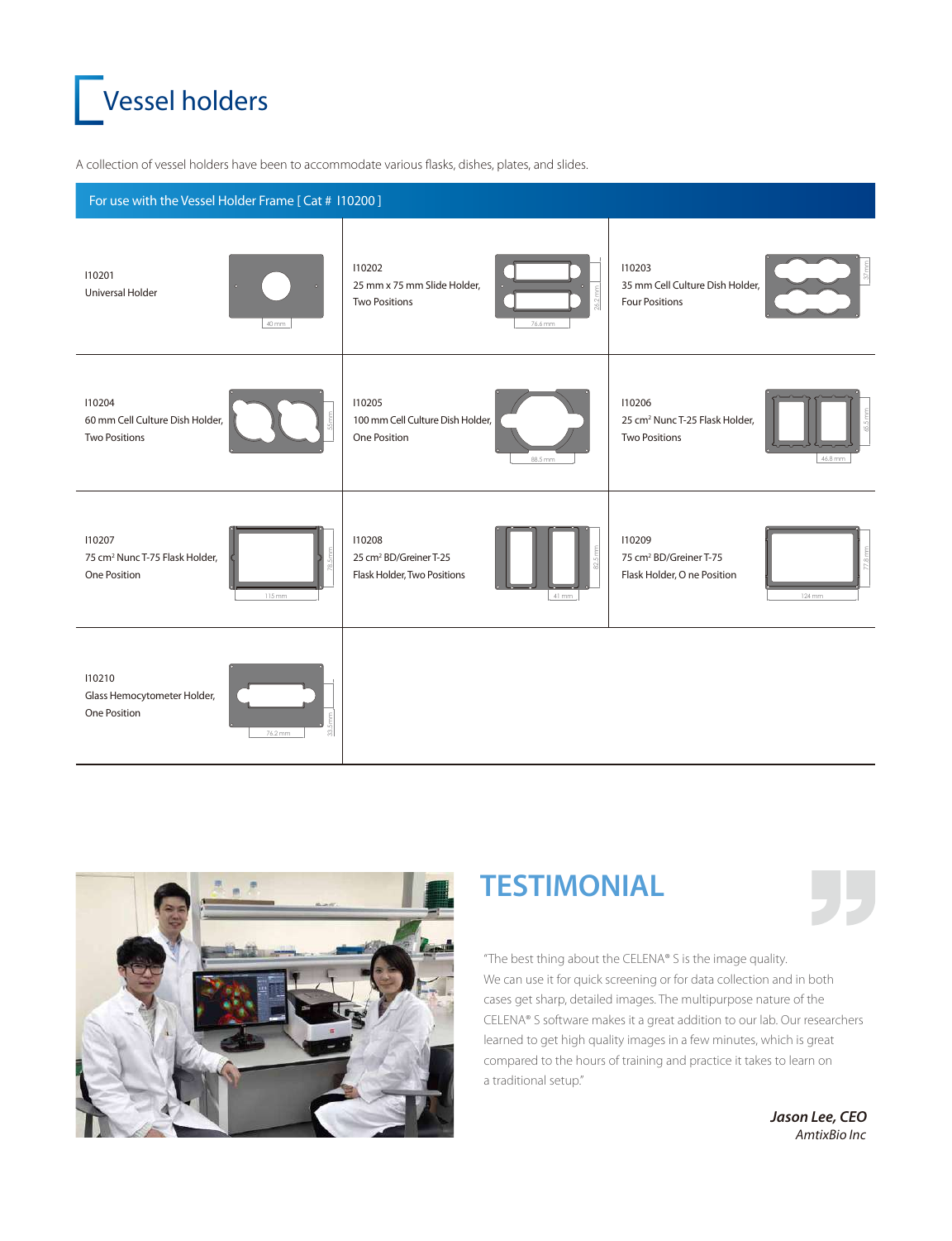# Vessel holders

A collection of vessel holders have been to accommodate various flasks, dishes, plates, and slides.

**For use with the Vessel Holder Frame [ Cat # I10200 ]**

| | | |
|---|---|---|
| I10201<br>Universal Holder | I10202<br>25 mm x 75 mm Slide Holder, Two Positions | I10203<br>35 mm Cell Culture Dish Holder, Four Positions |
| I10204<br>60 mm Cell Culture Dish Holder, Two Positions | I10205<br>100 mm Cell Culture Dish Holder, One Position | I10206<br>25 cm² Nunc T-25 Flask Holder, Two Positions |
| I10207<br>75 cm² Nunc T-75 Flask Holder, One Position | I10208<br>25 cm² BD/Greiner T-25 Flask Holder, Two Positions | I10209<br>75 cm² BD/Greiner T-75 Flask Holder, O ne Position |
| I10210<br>Glass Hemocytometer Holder, One Position | | |

## TESTIMONIAL

"The best thing about the CELENA® S is the image quality. We can use it for quick screening or for data collection and in both cases get sharp, detailed images. The multipurpose nature of the CELENA® S software makes it a great addition to our lab. Our researchers learned to get high quality images in a few minutes, which is great compared to the hours of training and practice it takes to learn on a traditional setup."

***Jason Lee, CEO***
*AmtixBio Inc*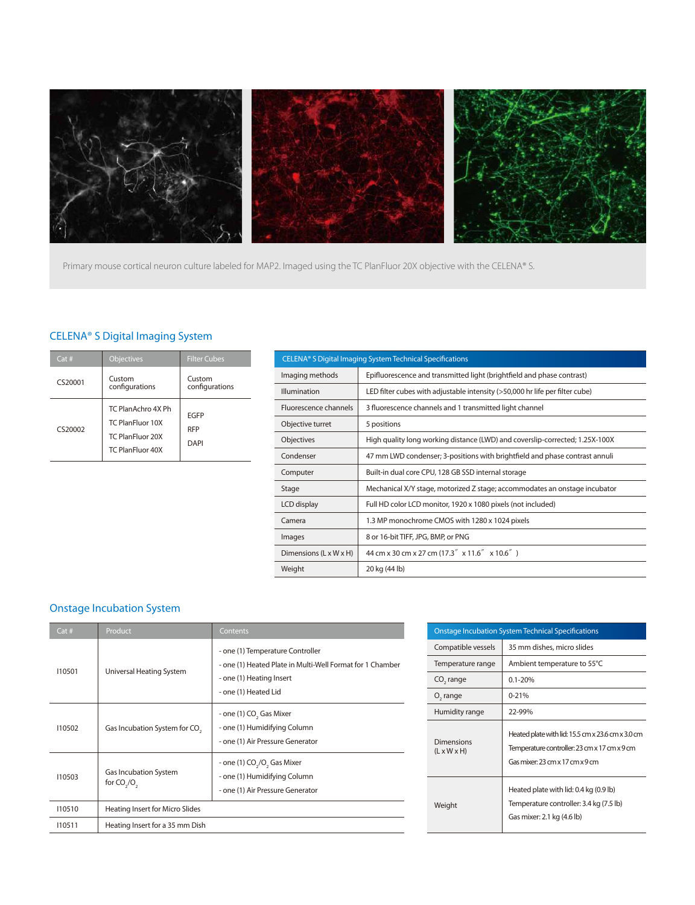Primary mouse cortical neuron culture labeled for MAP2. Imaged using the TC PlanFluor 20X objective with the CELENA® S.

## CELENA® S Digital Imaging System

| Cat # | Objectives | Filter Cubes |
|---|---|---|
| CS20001 | Custom configurations | Custom configurations |
| CS20002 | TC PlanAchro 4X Ph<br>TC PlanFluor 10X<br>TC PlanFluor 20X<br>TC PlanFluor 40X | EGFP<br>RFP<br>DAPI |

| CELENA® S Digital Imaging System Technical Specifications | |
|---|---|
| Imaging methods | Epifluorescence and transmitted light (brightfield and phase contrast) |
| Illumination | LED filter cubes with adjustable intensity (>50,000 hr life per filter cube) |
| Fluorescence channels | 3 fluorescence channels and 1 transmitted light channel |
| Objective turret | 5 positions |
| Objectives | High quality long working distance (LWD) and coverslip-corrected; 1.25X-100X |
| Condenser | 47 mm LWD condenser; 3-positions with brightfield and phase contrast annuli |
| Computer | Built-in dual core CPU, 128 GB SSD internal storage |
| Stage | Mechanical X/Y stage, motorized Z stage; accommodates an onstage incubator |
| LCD display | Full HD color LCD monitor, 1920 x 1080 pixels (not included) |
| Camera | 1.3 MP monochrome CMOS with 1280 x 1024 pixels |
| Images | 8 or 16-bit TIFF, JPG, BMP, or PNG |
| Dimensions (L x W x H) | 44 cm x 30 cm x 27 cm (17.3″ x 11.6″ x 10.6″) |
| Weight | 20 kg (44 lb) |

## Onstage Incubation System

| Cat # | Product | Contents |
|---|---|---|
| I10501 | Universal Heating System | - one (1) Temperature Controller<br>- one (1) Heated Plate in Multi-Well Format for 1 Chamber<br>- one (1) Heating Insert<br>- one (1) Heated Lid |
| I10502 | Gas Incubation System for $CO_2$ | - one (1) $CO_2$ Gas Mixer<br>- one (1) Humidifying Column<br>- one (1) Air Pressure Generator |
| I10503 | Gas Incubation System for $CO_2$/$O_2$ | - one (1) $CO_2$/$O_2$ Gas Mixer<br>- one (1) Humidifying Column<br>- one (1) Air Pressure Generator |
| I10510 | Heating Insert for Micro Slides | |
| I10511 | Heating Insert for a 35 mm Dish | |

| Onstage Incubation System Technical Specifications | |
|---|---|
| Compatible vessels | 35 mm dishes, micro slides |
| Temperature range | Ambient temperature to 55°C |
| $CO_2$ range | 0.1-20% |
| $O_2$ range | 0-21% |
| Humidity range | 22-99% |
| Dimensions (L x W x H) | Heated plate with lid: 15.5 cm x 23.6 cm x 3.0 cm<br>Temperature controller: 23 cm x 17 cm x 9 cm<br>Gas mixer: 23 cm x 17 cm x 9 cm |
| Weight | Heated plate with lid: 0.4 kg (0.9 lb)<br>Temperature controller: 3.4 kg (7.5 lb)<br>Gas mixer: 2.1 kg (4.6 lb) |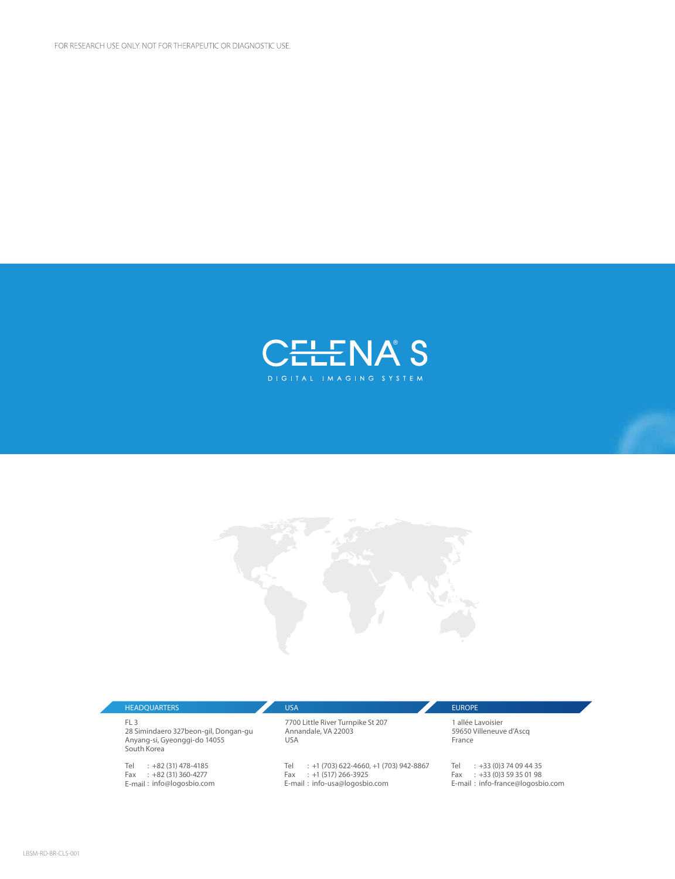FOR RESEARCH USE ONLY. NOT FOR THERAPEUTIC OR DIAGNOSTIC USE.

# CELENA® S

DIGITAL IMAGING SYSTEM

### HEADQUARTERS

FL 3
28 Simindaero 327beon-gil, Dongan-gu
Anyang-si, Gyeonggi-do 14055
South Korea

Tel : +82 (31) 478-4185
Fax : +82 (31) 360-4277
E-mail : info@logosbio.com

### USA

7700 Little River Turnpike St 207
Annandale, VA 22003
USA

Tel : +1 (703) 622-4660, +1 (703) 942-8867
Fax : +1 (517) 266-3925
E-mail : info-usa@logosbio.com

### EUROPE

1 allée Lavoisier
59650 Villeneuve d'Ascq
France

Tel : +33 (0)3 74 09 44 35
Fax : +33 (0)3 59 35 01 98
E-mail : info-france@logosbio.com

LBSM-RD-BR-CLS-001